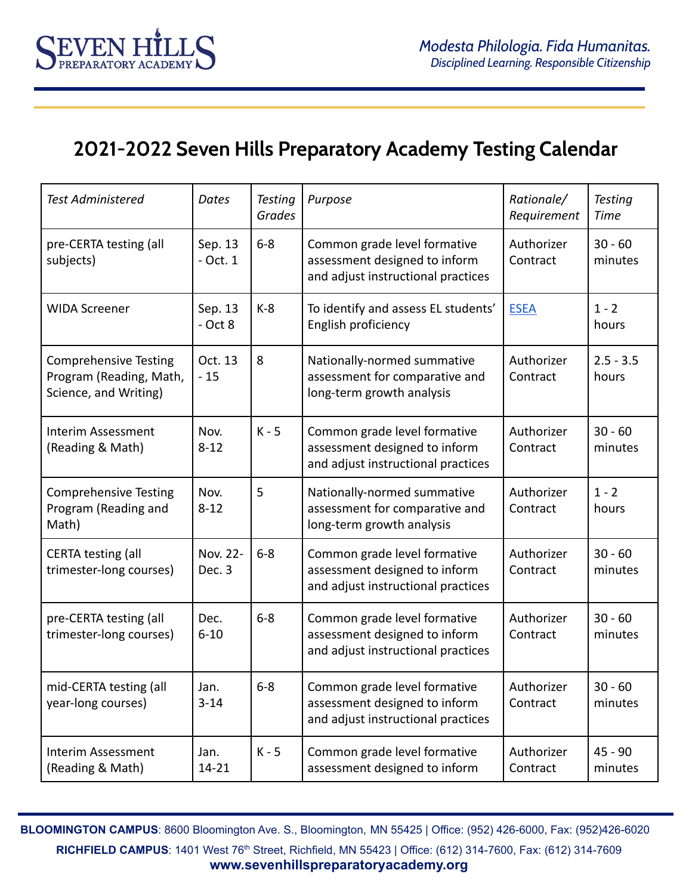# 2021-2022 Seven Hills Preparatory Academy Testing Calendar

| *Test Administered* | *Dates* | *Testing Grades* | *Purpose* | *Rationale/ Requirement* | *Testing Time* |
|---|---|---|---|---|---|
| pre-CERTA testing (all subjects) | Sep. 13 - Oct. 1 | 6-8 | Common grade level formative assessment designed to inform and adjust instructional practices | Authorizer Contract | 30 - 60 minutes |
| WIDA Screener | Sep. 13 - Oct 8 | K-8 | To identify and assess EL students' English proficiency | ESEA | 1 - 2 hours |
| Comprehensive Testing Program (Reading, Math, Science, and Writing) | Oct. 13 - 15 | 8 | Nationally-normed summative assessment for comparative and long-term growth analysis | Authorizer Contract | 2.5 - 3.5 hours |
| Interim Assessment (Reading & Math) | Nov. 8-12 | K - 5 | Common grade level formative assessment designed to inform and adjust instructional practices | Authorizer Contract | 30 - 60 minutes |
| Comprehensive Testing Program (Reading and Math) | Nov. 8-12 | 5 | Nationally-normed summative assessment for comparative and long-term growth analysis | Authorizer Contract | 1 - 2 hours |
| CERTA testing (all trimester-long courses) | Nov. 22- Dec. 3 | 6-8 | Common grade level formative assessment designed to inform and adjust instructional practices | Authorizer Contract | 30 - 60 minutes |
| pre-CERTA testing (all trimester-long courses) | Dec. 6-10 | 6-8 | Common grade level formative assessment designed to inform and adjust instructional practices | Authorizer Contract | 30 - 60 minutes |
| mid-CERTA testing (all year-long courses) | Jan. 3-14 | 6-8 | Common grade level formative assessment designed to inform and adjust instructional practices | Authorizer Contract | 30 - 60 minutes |
| Interim Assessment (Reading & Math) | Jan. 14-21 | K - 5 | Common grade level formative assessment designed to inform | Authorizer Contract | 45 - 90 minutes |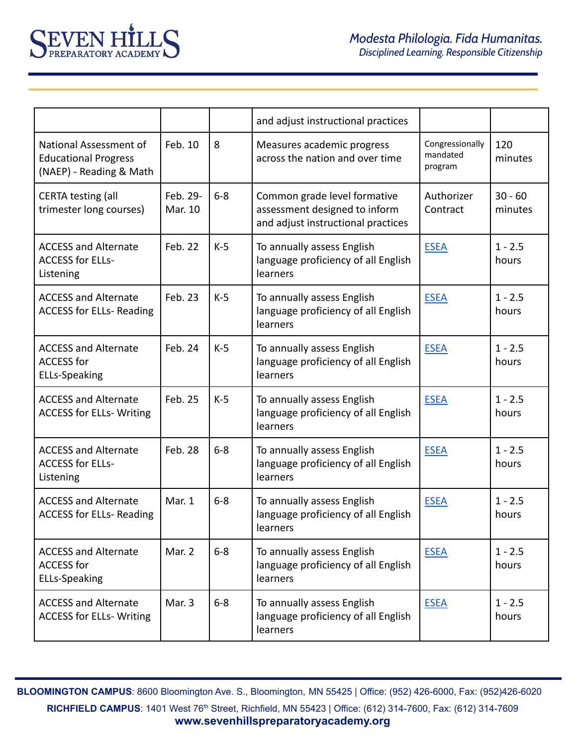| | | | and adjust instructional practices | | |
|---|---|---|---|---|---|
| National Assessment of Educational Progress (NAEP) - Reading & Math | Feb. 10 | 8 | Measures academic progress across the nation and over time | Congressionally mandated program | 120 minutes |
| CERTA testing (all trimester long courses) | Feb. 29- Mar. 10 | 6-8 | Common grade level formative assessment designed to inform and adjust instructional practices | Authorizer Contract | 30 - 60 minutes |
| ACCESS and Alternate ACCESS for ELLs- Listening | Feb. 22 | K-5 | To annually assess English language proficiency of all English learners | ESEA | 1 - 2.5 hours |
| ACCESS and Alternate ACCESS for ELLs- Reading | Feb. 23 | K-5 | To annually assess English language proficiency of all English learners | ESEA | 1 - 2.5 hours |
| ACCESS and Alternate ACCESS for ELLs-Speaking | Feb. 24 | K-5 | To annually assess English language proficiency of all English learners | ESEA | 1 - 2.5 hours |
| ACCESS and Alternate ACCESS for ELLs- Writing | Feb. 25 | K-5 | To annually assess English language proficiency of all English learners | ESEA | 1 - 2.5 hours |
| ACCESS and Alternate ACCESS for ELLs- Listening | Feb. 28 | 6-8 | To annually assess English language proficiency of all English learners | ESEA | 1 - 2.5 hours |
| ACCESS and Alternate ACCESS for ELLs- Reading | Mar. 1 | 6-8 | To annually assess English language proficiency of all English learners | ESEA | 1 - 2.5 hours |
| ACCESS and Alternate ACCESS for ELLs-Speaking | Mar. 2 | 6-8 | To annually assess English language proficiency of all English learners | ESEA | 1 - 2.5 hours |
| ACCESS and Alternate ACCESS for ELLs- Writing | Mar. 3 | 6-8 | To annually assess English language proficiency of all English learners | ESEA | 1 - 2.5 hours |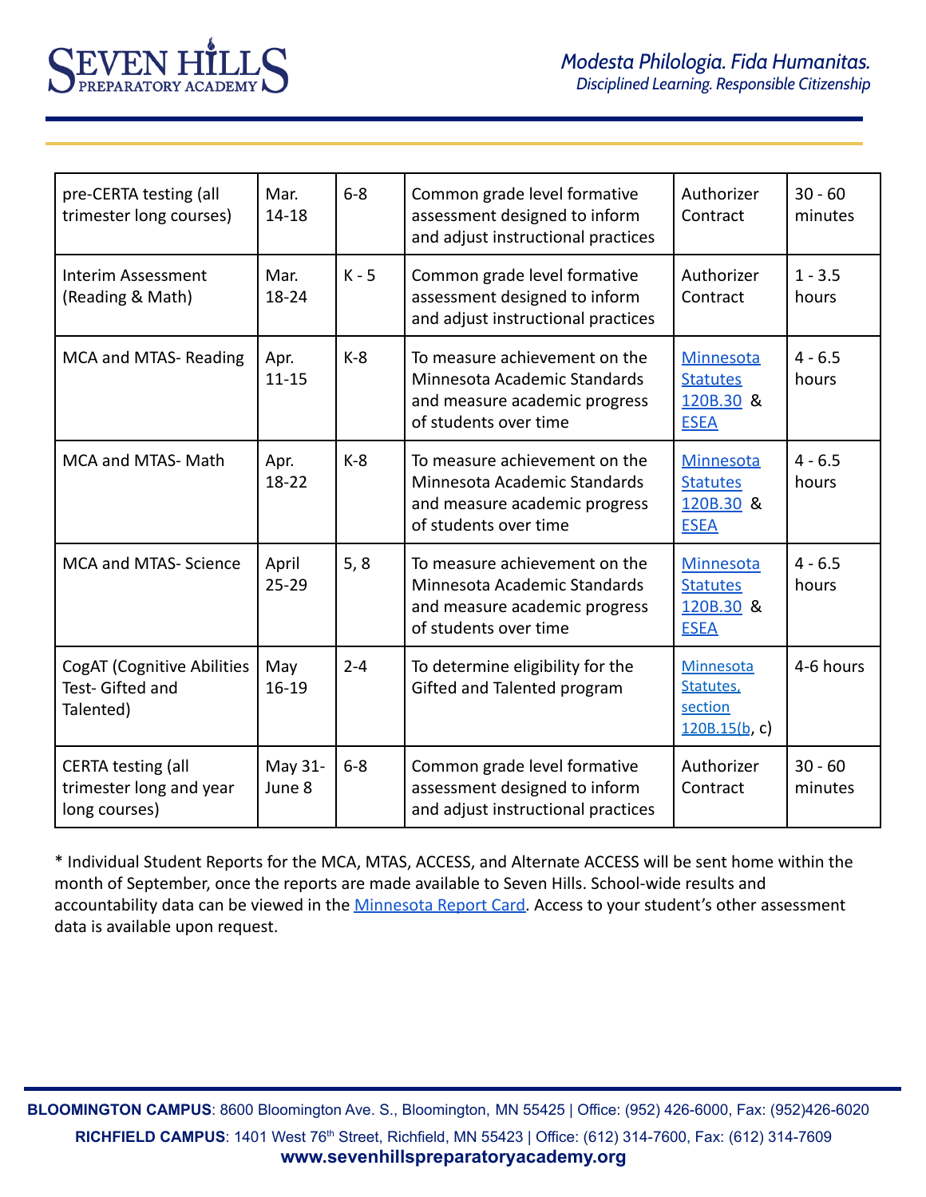| | | | | | |
|---|---|---|---|---|---|
| pre-CERTA testing (all trimester long courses) | Mar. 14-18 | 6-8 | Common grade level formative assessment designed to inform and adjust instructional practices | Authorizer Contract | 30 - 60 minutes |
| Interim Assessment (Reading & Math) | Mar. 18-24 | K - 5 | Common grade level formative assessment designed to inform and adjust instructional practices | Authorizer Contract | 1 - 3.5 hours |
| MCA and MTAS- Reading | Apr. 11-15 | K-8 | To measure achievement on the Minnesota Academic Standards and measure academic progress of students over time | Minnesota Statutes 120B.30 & ESEA | 4 - 6.5 hours |
| MCA and MTAS- Math | Apr. 18-22 | K-8 | To measure achievement on the Minnesota Academic Standards and measure academic progress of students over time | Minnesota Statutes 120B.30 & ESEA | 4 - 6.5 hours |
| MCA and MTAS- Science | April 25-29 | 5, 8 | To measure achievement on the Minnesota Academic Standards and measure academic progress of students over time | Minnesota Statutes 120B.30 & ESEA | 4 - 6.5 hours |
| CogAT (Cognitive Abilities Test- Gifted and Talented) | May 16-19 | 2-4 | To determine eligibility for the Gifted and Talented program | Minnesota Statutes, section 120B.15(b, c) | 4-6 hours |
| CERTA testing (all trimester long and year long courses) | May 31- June 8 | 6-8 | Common grade level formative assessment designed to inform and adjust instructional practices | Authorizer Contract | 30 - 60 minutes |

* Individual Student Reports for the MCA, MTAS, ACCESS, and Alternate ACCESS will be sent home within the month of September, once the reports are made available to Seven Hills. School-wide results and accountability data can be viewed in the Minnesota Report Card. Access to your student's other assessment data is available upon request.